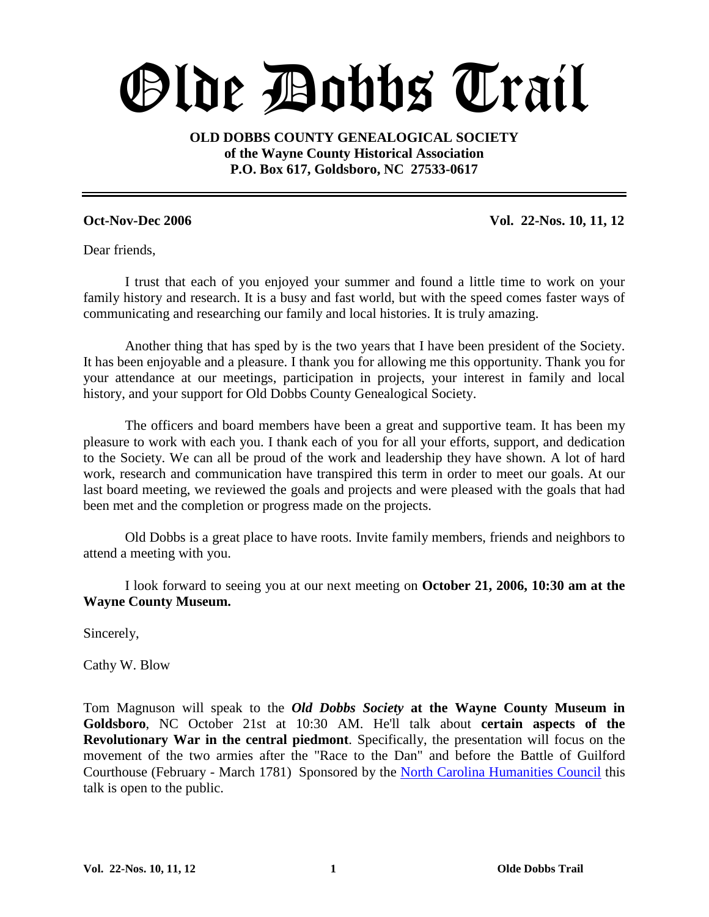# Olde Dobbs Trail

**OLD DOBBS COUNTY GENEALOGICAL SOCIETY**
**of the Wayne County Historical Association**
**P.O. Box 617, Goldsboro, NC 27533-0617**

---

**Oct-Nov-Dec 2006** **Vol. 22-Nos. 10, 11, 12**

Dear friends,

I trust that each of you enjoyed your summer and found a little time to work on your family history and research. It is a busy and fast world, but with the speed comes faster ways of communicating and researching our family and local histories. It is truly amazing.

Another thing that has sped by is the two years that I have been president of the Society. It has been enjoyable and a pleasure. I thank you for allowing me this opportunity. Thank you for your attendance at our meetings, participation in projects, your interest in family and local history, and your support for Old Dobbs County Genealogical Society.

The officers and board members have been a great and supportive team. It has been my pleasure to work with each you. I thank each of you for all your efforts, support, and dedication to the Society. We can all be proud of the work and leadership they have shown. A lot of hard work, research and communication have transpired this term in order to meet our goals. At our last board meeting, we reviewed the goals and projects and were pleased with the goals that had been met and the completion or progress made on the projects.

Old Dobbs is a great place to have roots. Invite family members, friends and neighbors to attend a meeting with you.

I look forward to seeing you at our next meeting on **October 21, 2006, 10:30 am at the Wayne County Museum.**

Sincerely,

Cathy W. Blow

Tom Magnuson will speak to the ***Old Dobbs Society*** **at the Wayne County Museum in Goldsboro**, NC October 21st at 10:30 AM. He'll talk about **certain aspects of the Revolutionary War in the central piedmont**. Specifically, the presentation will focus on the movement of the two armies after the "Race to the Dan" and before the Battle of Guilford Courthouse (February - March 1781) Sponsored by the North Carolina Humanities Council this talk is open to the public.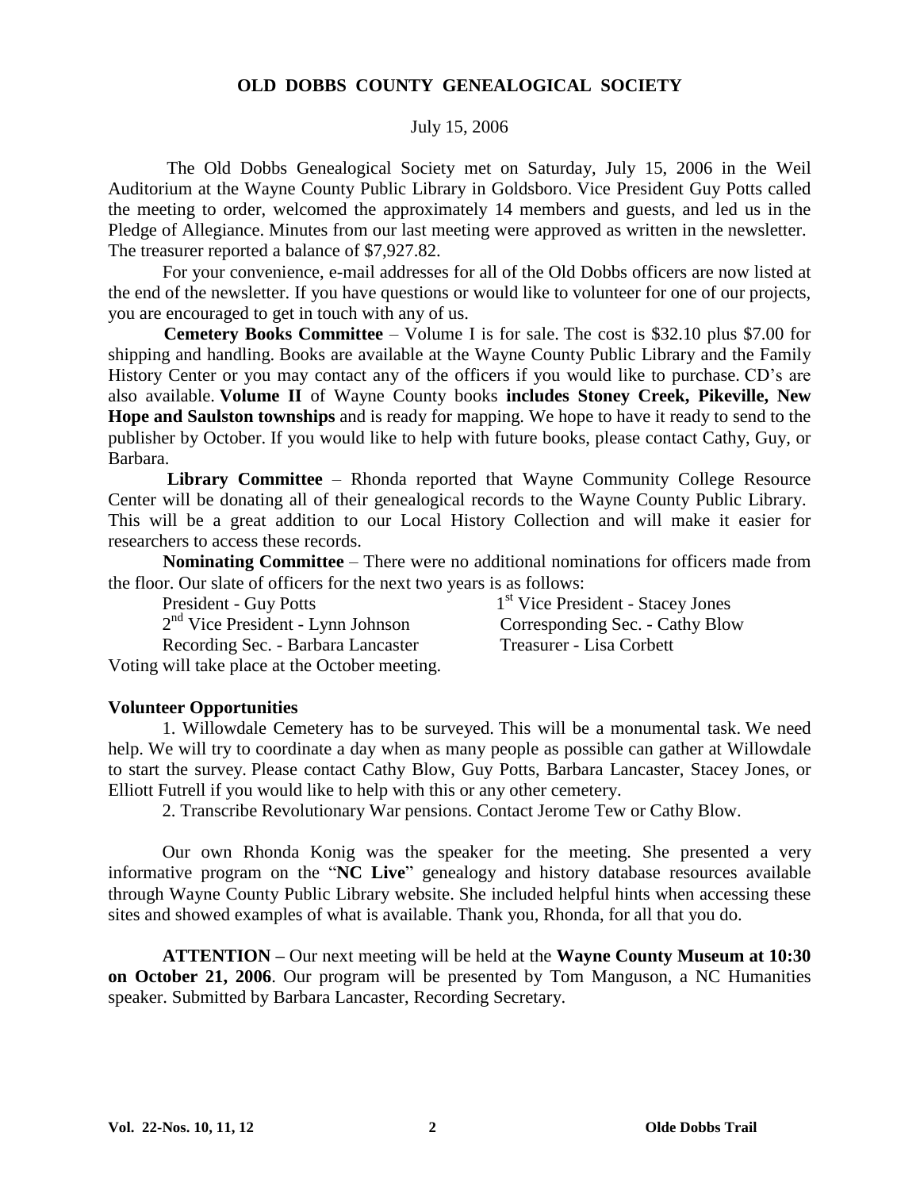# OLD DOBBS COUNTY GENEALOGICAL SOCIETY

July 15, 2006

The Old Dobbs Genealogical Society met on Saturday, July 15, 2006 in the Weil Auditorium at the Wayne County Public Library in Goldsboro. Vice President Guy Potts called the meeting to order, welcomed the approximately 14 members and guests, and led us in the Pledge of Allegiance. Minutes from our last meeting were approved as written in the newsletter. The treasurer reported a balance of $7,927.82.

For your convenience, e-mail addresses for all of the Old Dobbs officers are now listed at the end of the newsletter. If you have questions or would like to volunteer for one of our projects, you are encouraged to get in touch with any of us.

**Cemetery Books Committee** – Volume I is for sale. The cost is $32.10 plus $7.00 for shipping and handling. Books are available at the Wayne County Public Library and the Family History Center or you may contact any of the officers if you would like to purchase. CD's are also available. **Volume II** of Wayne County books **includes Stoney Creek, Pikeville, New Hope and Saulston townships** and is ready for mapping. We hope to have it ready to send to the publisher by October. If you would like to help with future books, please contact Cathy, Guy, or Barbara.

**Library Committee** – Rhonda reported that Wayne Community College Resource Center will be donating all of their genealogical records to the Wayne County Public Library. This will be a great addition to our Local History Collection and will make it easier for researchers to access these records.

**Nominating Committee** – There were no additional nominations for officers made from the floor. Our slate of officers for the next two years is as follows:

President - Guy Potts
1st Vice President - Stacey Jones
2nd Vice President - Lynn Johnson
Corresponding Sec. - Cathy Blow
Recording Sec. - Barbara Lancaster
Treasurer - Lisa Corbett

Voting will take place at the October meeting.

**Volunteer Opportunities**

1. Willowdale Cemetery has to be surveyed. This will be a monumental task. We need help. We will try to coordinate a day when as many people as possible can gather at Willowdale to start the survey. Please contact Cathy Blow, Guy Potts, Barbara Lancaster, Stacey Jones, or Elliott Futrell if you would like to help with this or any other cemetery.

2. Transcribe Revolutionary War pensions. Contact Jerome Tew or Cathy Blow.

Our own Rhonda Konig was the speaker for the meeting. She presented a very informative program on the "**NC Live**" genealogy and history database resources available through Wayne County Public Library website. She included helpful hints when accessing these sites and showed examples of what is available. Thank you, Rhonda, for all that you do.

**ATTENTION –** Our next meeting will be held at the **Wayne County Museum at 10:30 on October 21, 2006**. Our program will be presented by Tom Manguson, a NC Humanities speaker. Submitted by Barbara Lancaster, Recording Secretary.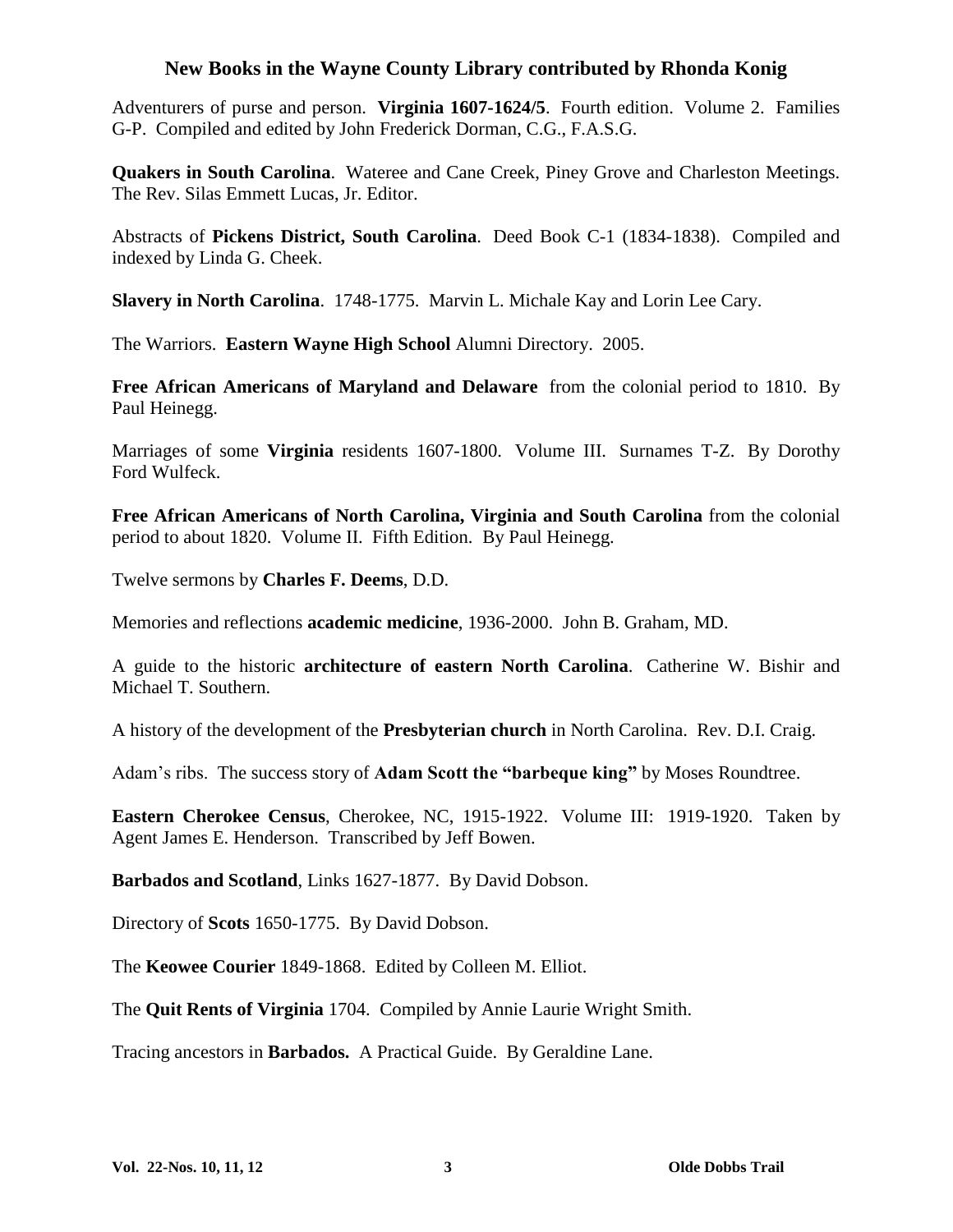## New Books in the Wayne County Library contributed by Rhonda Konig

Adventurers of purse and person. **Virginia 1607-1624/5**. Fourth edition. Volume 2. Families G-P. Compiled and edited by John Frederick Dorman, C.G., F.A.S.G.

**Quakers in South Carolina**. Wateree and Cane Creek, Piney Grove and Charleston Meetings. The Rev. Silas Emmett Lucas, Jr. Editor.

Abstracts of **Pickens District, South Carolina**. Deed Book C-1 (1834-1838). Compiled and indexed by Linda G. Cheek.

**Slavery in North Carolina**. 1748-1775. Marvin L. Michale Kay and Lorin Lee Cary.

The Warriors. **Eastern Wayne High School** Alumni Directory. 2005.

**Free African Americans of Maryland and Delaware** from the colonial period to 1810. By Paul Heinegg.

Marriages of some **Virginia** residents 1607-1800. Volume III. Surnames T-Z. By Dorothy Ford Wulfeck.

**Free African Americans of North Carolina, Virginia and South Carolina** from the colonial period to about 1820. Volume II. Fifth Edition. By Paul Heinegg.

Twelve sermons by **Charles F. Deems**, D.D.

Memories and reflections **academic medicine**, 1936-2000. John B. Graham, MD.

A guide to the historic **architecture of eastern North Carolina**. Catherine W. Bishir and Michael T. Southern.

A history of the development of the **Presbyterian church** in North Carolina. Rev. D.I. Craig.

Adam's ribs. The success story of **Adam Scott the "barbeque king"** by Moses Roundtree.

**Eastern Cherokee Census**, Cherokee, NC, 1915-1922. Volume III: 1919-1920. Taken by Agent James E. Henderson. Transcribed by Jeff Bowen.

**Barbados and Scotland**, Links 1627-1877. By David Dobson.

Directory of **Scots** 1650-1775. By David Dobson.

The **Keowee Courier** 1849-1868. Edited by Colleen M. Elliot.

The **Quit Rents of Virginia** 1704. Compiled by Annie Laurie Wright Smith.

Tracing ancestors in **Barbados.** A Practical Guide. By Geraldine Lane.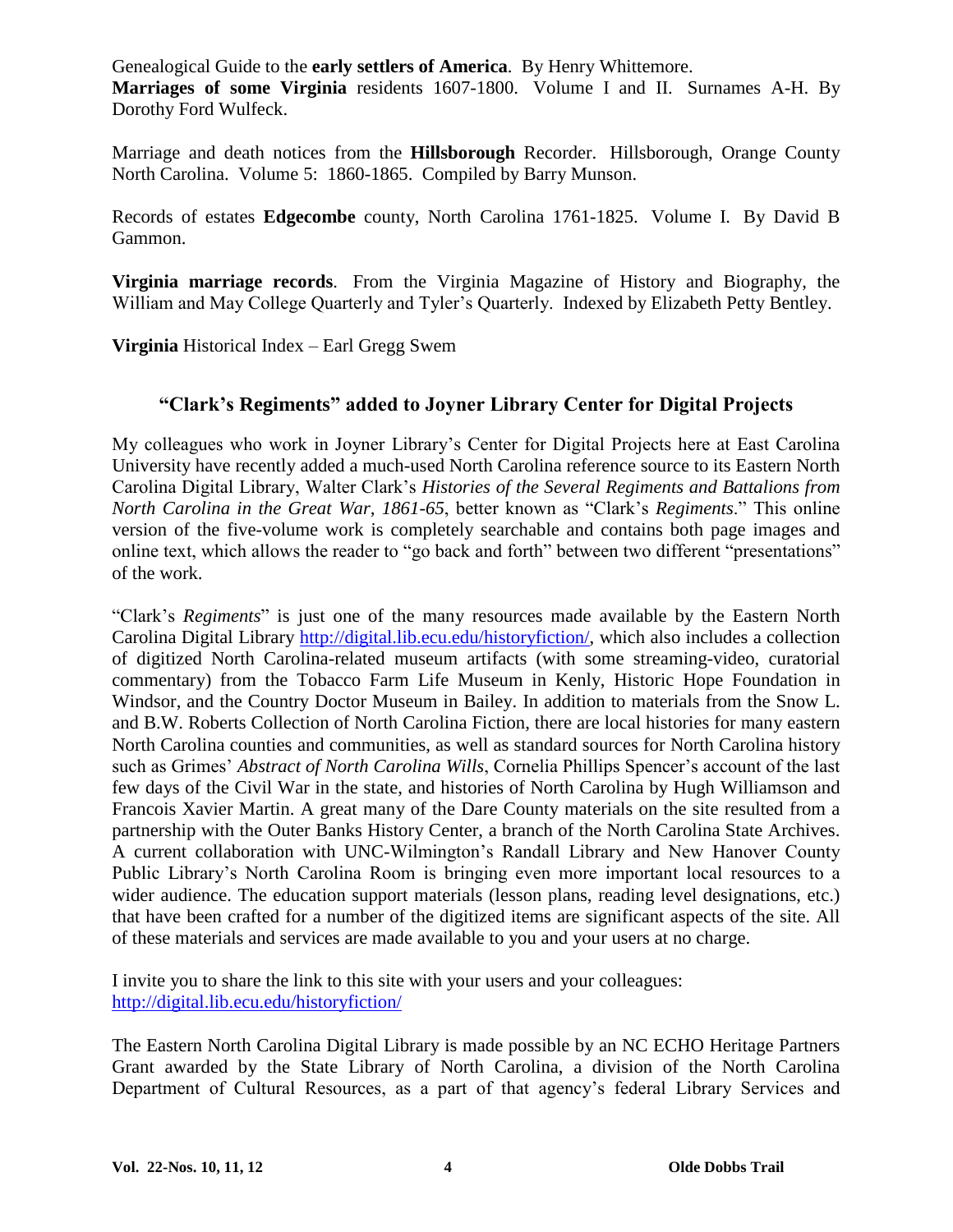Genealogical Guide to the **early settlers of America**. By Henry Whittemore.
**Marriages of some Virginia** residents 1607-1800. Volume I and II. Surnames A-H. By Dorothy Ford Wulfeck.

Marriage and death notices from the **Hillsborough** Recorder. Hillsborough, Orange County North Carolina. Volume 5: 1860-1865. Compiled by Barry Munson.

Records of estates **Edgecombe** county, North Carolina 1761-1825. Volume I. By David B Gammon.

**Virginia marriage records**. From the Virginia Magazine of History and Biography, the William and May College Quarterly and Tyler's Quarterly. Indexed by Elizabeth Petty Bentley.

**Virginia** Historical Index – Earl Gregg Swem

## "Clark's Regiments" added to Joyner Library Center for Digital Projects

My colleagues who work in Joyner Library's Center for Digital Projects here at East Carolina University have recently added a much-used North Carolina reference source to its Eastern North Carolina Digital Library, Walter Clark's *Histories of the Several Regiments and Battalions from North Carolina in the Great War, 1861-65*, better known as "Clark's *Regiments*." This online version of the five-volume work is completely searchable and contains both page images and online text, which allows the reader to "go back and forth" between two different "presentations" of the work.

"Clark's *Regiments*" is just one of the many resources made available by the Eastern North Carolina Digital Library http://digital.lib.ecu.edu/historyfiction/, which also includes a collection of digitized North Carolina-related museum artifacts (with some streaming-video, curatorial commentary) from the Tobacco Farm Life Museum in Kenly, Historic Hope Foundation in Windsor, and the Country Doctor Museum in Bailey. In addition to materials from the Snow L. and B.W. Roberts Collection of North Carolina Fiction, there are local histories for many eastern North Carolina counties and communities, as well as standard sources for North Carolina history such as Grimes' *Abstract of North Carolina Wills*, Cornelia Phillips Spencer's account of the last few days of the Civil War in the state, and histories of North Carolina by Hugh Williamson and Francois Xavier Martin. A great many of the Dare County materials on the site resulted from a partnership with the Outer Banks History Center, a branch of the North Carolina State Archives. A current collaboration with UNC-Wilmington's Randall Library and New Hanover County Public Library's North Carolina Room is bringing even more important local resources to a wider audience. The education support materials (lesson plans, reading level designations, etc.) that have been crafted for a number of the digitized items are significant aspects of the site. All of these materials and services are made available to you and your users at no charge.

I invite you to share the link to this site with your users and your colleagues:
http://digital.lib.ecu.edu/historyfiction/

The Eastern North Carolina Digital Library is made possible by an NC ECHO Heritage Partners Grant awarded by the State Library of North Carolina, a division of the North Carolina Department of Cultural Resources, as a part of that agency's federal Library Services and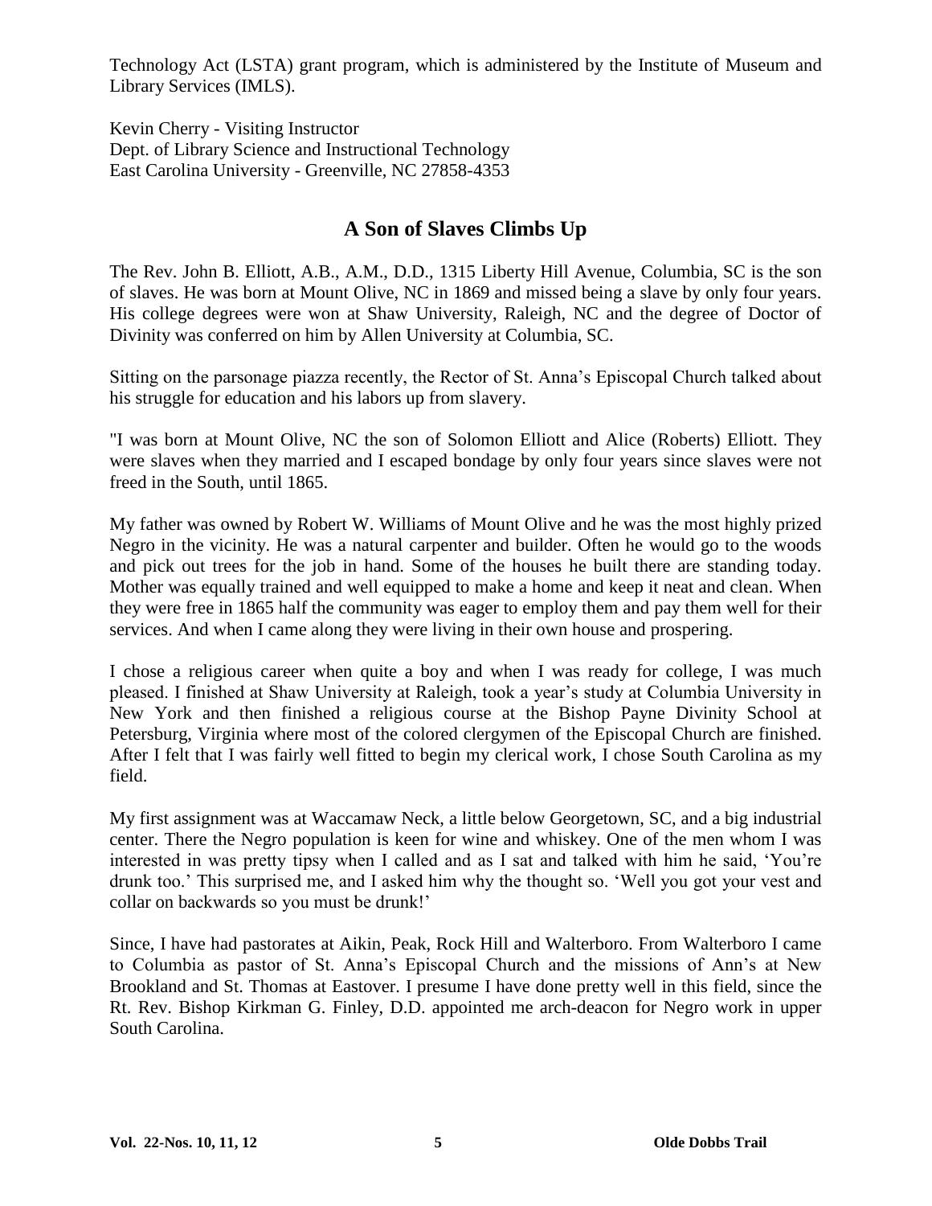Technology Act (LSTA) grant program, which is administered by the Institute of Museum and Library Services (IMLS).

Kevin Cherry - Visiting Instructor
Dept. of Library Science and Instructional Technology
East Carolina University - Greenville, NC 27858-4353

## A Son of Slaves Climbs Up

The Rev. John B. Elliott, A.B., A.M., D.D., 1315 Liberty Hill Avenue, Columbia, SC is the son of slaves. He was born at Mount Olive, NC in 1869 and missed being a slave by only four years. His college degrees were won at Shaw University, Raleigh, NC and the degree of Doctor of Divinity was conferred on him by Allen University at Columbia, SC.

Sitting on the parsonage piazza recently, the Rector of St. Anna's Episcopal Church talked about his struggle for education and his labors up from slavery.

"I was born at Mount Olive, NC the son of Solomon Elliott and Alice (Roberts) Elliott. They were slaves when they married and I escaped bondage by only four years since slaves were not freed in the South, until 1865.

My father was owned by Robert W. Williams of Mount Olive and he was the most highly prized Negro in the vicinity. He was a natural carpenter and builder. Often he would go to the woods and pick out trees for the job in hand. Some of the houses he built there are standing today. Mother was equally trained and well equipped to make a home and keep it neat and clean. When they were free in 1865 half the community was eager to employ them and pay them well for their services. And when I came along they were living in their own house and prospering.

I chose a religious career when quite a boy and when I was ready for college, I was much pleased. I finished at Shaw University at Raleigh, took a year's study at Columbia University in New York and then finished a religious course at the Bishop Payne Divinity School at Petersburg, Virginia where most of the colored clergymen of the Episcopal Church are finished. After I felt that I was fairly well fitted to begin my clerical work, I chose South Carolina as my field.

My first assignment was at Waccamaw Neck, a little below Georgetown, SC, and a big industrial center. There the Negro population is keen for wine and whiskey. One of the men whom I was interested in was pretty tipsy when I called and as I sat and talked with him he said, 'You're drunk too.' This surprised me, and I asked him why the thought so. 'Well you got your vest and collar on backwards so you must be drunk!'

Since, I have had pastorates at Aikin, Peak, Rock Hill and Walterboro. From Walterboro I came to Columbia as pastor of St. Anna's Episcopal Church and the missions of Ann's at New Brookland and St. Thomas at Eastover. I presume I have done pretty well in this field, since the Rt. Rev. Bishop Kirkman G. Finley, D.D. appointed me arch-deacon for Negro work in upper South Carolina.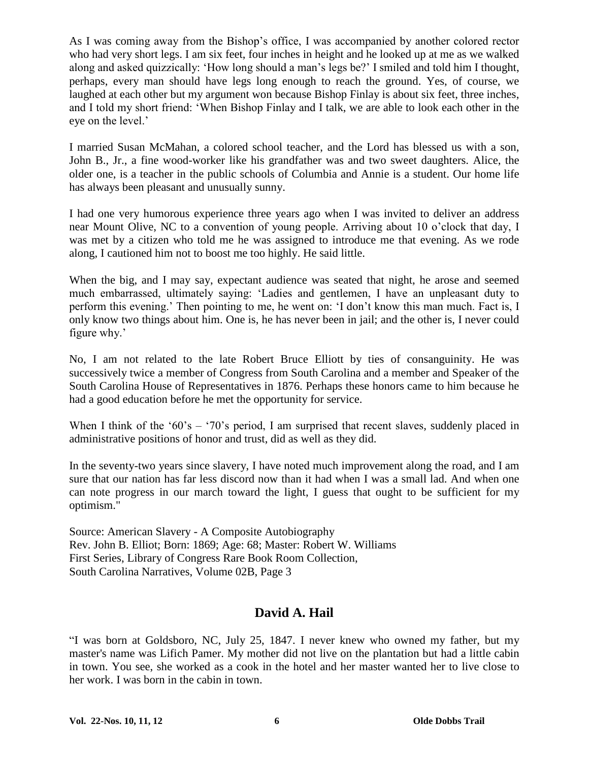As I was coming away from the Bishop's office, I was accompanied by another colored rector who had very short legs. I am six feet, four inches in height and he looked up at me as we walked along and asked quizzically: 'How long should a man's legs be?' I smiled and told him I thought, perhaps, every man should have legs long enough to reach the ground. Yes, of course, we laughed at each other but my argument won because Bishop Finlay is about six feet, three inches, and I told my short friend: 'When Bishop Finlay and I talk, we are able to look each other in the eye on the level.'

I married Susan McMahan, a colored school teacher, and the Lord has blessed us with a son, John B., Jr., a fine wood-worker like his grandfather was and two sweet daughters. Alice, the older one, is a teacher in the public schools of Columbia and Annie is a student. Our home life has always been pleasant and unusually sunny.

I had one very humorous experience three years ago when I was invited to deliver an address near Mount Olive, NC to a convention of young people. Arriving about 10 o'clock that day, I was met by a citizen who told me he was assigned to introduce me that evening. As we rode along, I cautioned him not to boost me too highly. He said little.

When the big, and I may say, expectant audience was seated that night, he arose and seemed much embarrassed, ultimately saying: 'Ladies and gentlemen, I have an unpleasant duty to perform this evening.' Then pointing to me, he went on: 'I don't know this man much. Fact is, I only know two things about him. One is, he has never been in jail; and the other is, I never could figure why.'

No, I am not related to the late Robert Bruce Elliott by ties of consanguinity. He was successively twice a member of Congress from South Carolina and a member and Speaker of the South Carolina House of Representatives in 1876. Perhaps these honors came to him because he had a good education before he met the opportunity for service.

When I think of the '60's – '70's period, I am surprised that recent slaves, suddenly placed in administrative positions of honor and trust, did as well as they did.

In the seventy-two years since slavery, I have noted much improvement along the road, and I am sure that our nation has far less discord now than it had when I was a small lad. And when one can note progress in our march toward the light, I guess that ought to be sufficient for my optimism."

Source: American Slavery - A Composite Autobiography
Rev. John B. Elliot; Born: 1869; Age: 68; Master: Robert W. Williams
First Series, Library of Congress Rare Book Room Collection,
South Carolina Narratives, Volume 02B, Page 3

## David A. Hail

"I was born at Goldsboro, NC, July 25, 1847. I never knew who owned my father, but my master's name was Lifich Pamer. My mother did not live on the plantation but had a little cabin in town. You see, she worked as a cook in the hotel and her master wanted her to live close to her work. I was born in the cabin in town.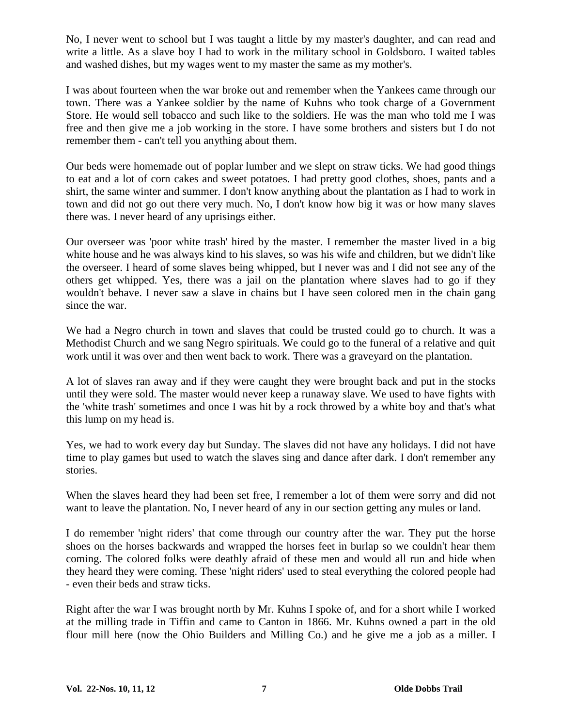No, I never went to school but I was taught a little by my master's daughter, and can read and write a little. As a slave boy I had to work in the military school in Goldsboro. I waited tables and washed dishes, but my wages went to my master the same as my mother's.

I was about fourteen when the war broke out and remember when the Yankees came through our town. There was a Yankee soldier by the name of Kuhns who took charge of a Government Store. He would sell tobacco and such like to the soldiers. He was the man who told me I was free and then give me a job working in the store. I have some brothers and sisters but I do not remember them - can't tell you anything about them.

Our beds were homemade out of poplar lumber and we slept on straw ticks. We had good things to eat and a lot of corn cakes and sweet potatoes. I had pretty good clothes, shoes, pants and a shirt, the same winter and summer. I don't know anything about the plantation as I had to work in town and did not go out there very much. No, I don't know how big it was or how many slaves there was. I never heard of any uprisings either.

Our overseer was 'poor white trash' hired by the master. I remember the master lived in a big white house and he was always kind to his slaves, so was his wife and children, but we didn't like the overseer. I heard of some slaves being whipped, but I never was and I did not see any of the others get whipped. Yes, there was a jail on the plantation where slaves had to go if they wouldn't behave. I never saw a slave in chains but I have seen colored men in the chain gang since the war.

We had a Negro church in town and slaves that could be trusted could go to church. It was a Methodist Church and we sang Negro spirituals. We could go to the funeral of a relative and quit work until it was over and then went back to work. There was a graveyard on the plantation.

A lot of slaves ran away and if they were caught they were brought back and put in the stocks until they were sold. The master would never keep a runaway slave. We used to have fights with the 'white trash' sometimes and once I was hit by a rock throwed by a white boy and that's what this lump on my head is.

Yes, we had to work every day but Sunday. The slaves did not have any holidays. I did not have time to play games but used to watch the slaves sing and dance after dark. I don't remember any stories.

When the slaves heard they had been set free, I remember a lot of them were sorry and did not want to leave the plantation. No, I never heard of any in our section getting any mules or land.

I do remember 'night riders' that come through our country after the war. They put the horse shoes on the horses backwards and wrapped the horses feet in burlap so we couldn't hear them coming. The colored folks were deathly afraid of these men and would all run and hide when they heard they were coming. These 'night riders' used to steal everything the colored people had - even their beds and straw ticks.

Right after the war I was brought north by Mr. Kuhns I spoke of, and for a short while I worked at the milling trade in Tiffin and came to Canton in 1866. Mr. Kuhns owned a part in the old flour mill here (now the Ohio Builders and Milling Co.) and he give me a job as a miller. I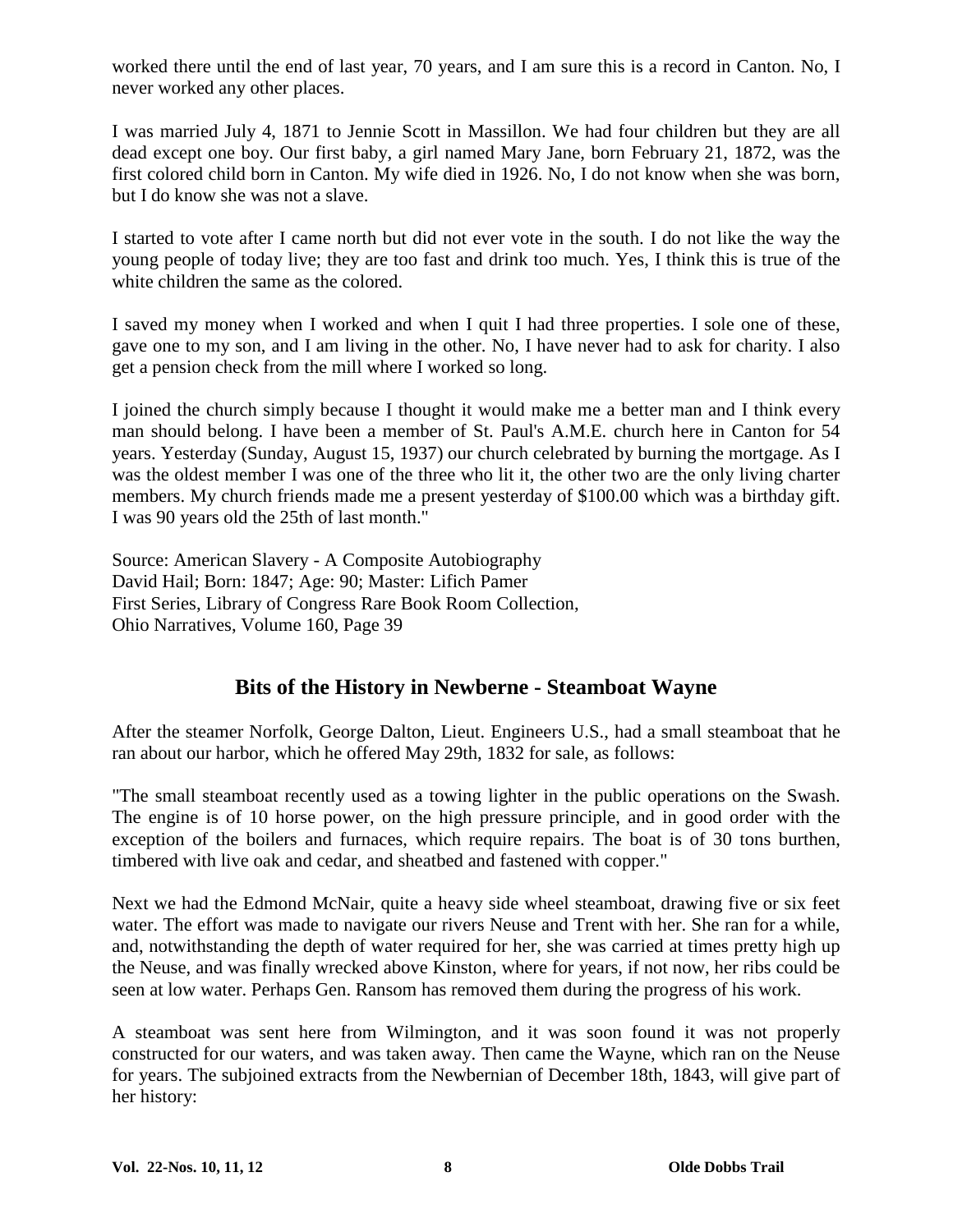worked there until the end of last year, 70 years, and I am sure this is a record in Canton. No, I never worked any other places.

I was married July 4, 1871 to Jennie Scott in Massillon. We had four children but they are all dead except one boy. Our first baby, a girl named Mary Jane, born February 21, 1872, was the first colored child born in Canton. My wife died in 1926. No, I do not know when she was born, but I do know she was not a slave.

I started to vote after I came north but did not ever vote in the south. I do not like the way the young people of today live; they are too fast and drink too much. Yes, I think this is true of the white children the same as the colored.

I saved my money when I worked and when I quit I had three properties. I sole one of these, gave one to my son, and I am living in the other. No, I have never had to ask for charity. I also get a pension check from the mill where I worked so long.

I joined the church simply because I thought it would make me a better man and I think every man should belong. I have been a member of St. Paul's A.M.E. church here in Canton for 54 years. Yesterday (Sunday, August 15, 1937) our church celebrated by burning the mortgage. As I was the oldest member I was one of the three who lit it, the other two are the only living charter members. My church friends made me a present yesterday of $100.00 which was a birthday gift. I was 90 years old the 25th of last month."

Source: American Slavery - A Composite Autobiography
David Hail; Born: 1847; Age: 90; Master: Lifich Pamer
First Series, Library of Congress Rare Book Room Collection,
Ohio Narratives, Volume 160, Page 39

## Bits of the History in Newberne - Steamboat Wayne

After the steamer Norfolk, George Dalton, Lieut. Engineers U.S., had a small steamboat that he ran about our harbor, which he offered May 29th, 1832 for sale, as follows:

"The small steamboat recently used as a towing lighter in the public operations on the Swash. The engine is of 10 horse power, on the high pressure principle, and in good order with the exception of the boilers and furnaces, which require repairs. The boat is of 30 tons burthen, timbered with live oak and cedar, and sheatbed and fastened with copper."

Next we had the Edmond McNair, quite a heavy side wheel steamboat, drawing five or six feet water. The effort was made to navigate our rivers Neuse and Trent with her. She ran for a while, and, notwithstanding the depth of water required for her, she was carried at times pretty high up the Neuse, and was finally wrecked above Kinston, where for years, if not now, her ribs could be seen at low water. Perhaps Gen. Ransom has removed them during the progress of his work.

A steamboat was sent here from Wilmington, and it was soon found it was not properly constructed for our waters, and was taken away. Then came the Wayne, which ran on the Neuse for years. The subjoined extracts from the Newbernian of December 18th, 1843, will give part of her history: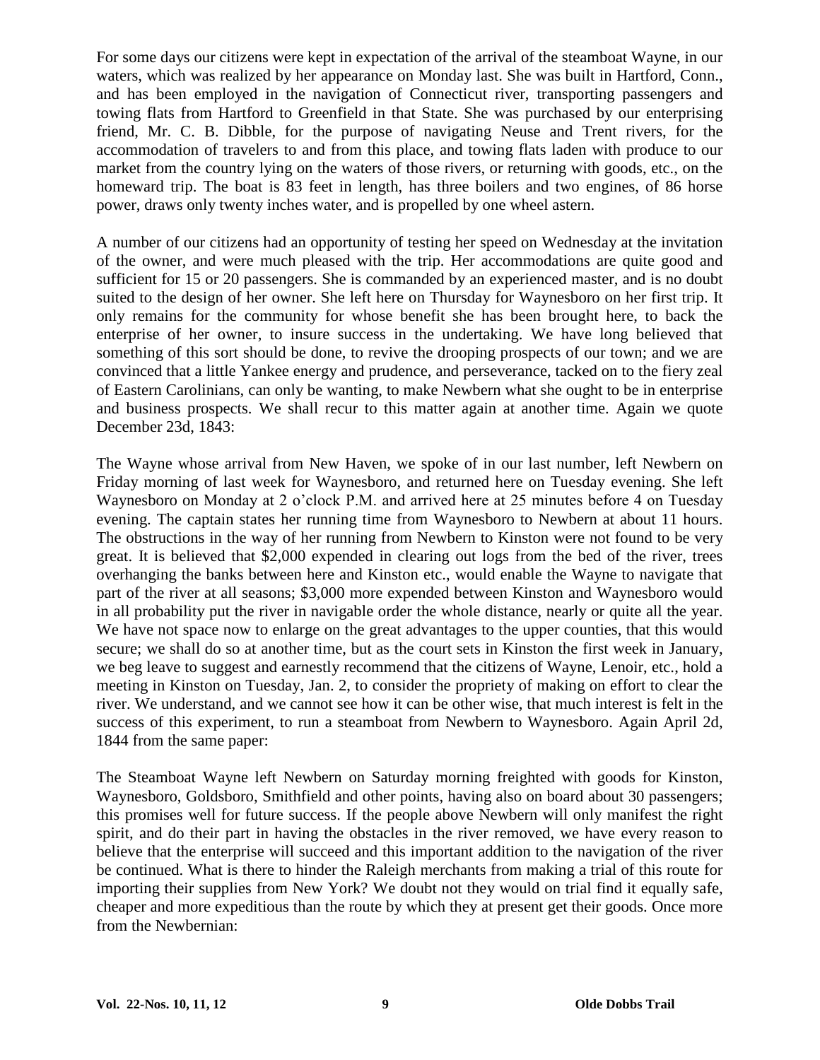For some days our citizens were kept in expectation of the arrival of the steamboat Wayne, in our waters, which was realized by her appearance on Monday last. She was built in Hartford, Conn., and has been employed in the navigation of Connecticut river, transporting passengers and towing flats from Hartford to Greenfield in that State. She was purchased by our enterprising friend, Mr. C. B. Dibble, for the purpose of navigating Neuse and Trent rivers, for the accommodation of travelers to and from this place, and towing flats laden with produce to our market from the country lying on the waters of those rivers, or returning with goods, etc., on the homeward trip. The boat is 83 feet in length, has three boilers and two engines, of 86 horse power, draws only twenty inches water, and is propelled by one wheel astern.

A number of our citizens had an opportunity of testing her speed on Wednesday at the invitation of the owner, and were much pleased with the trip. Her accommodations are quite good and sufficient for 15 or 20 passengers. She is commanded by an experienced master, and is no doubt suited to the design of her owner. She left here on Thursday for Waynesboro on her first trip. It only remains for the community for whose benefit she has been brought here, to back the enterprise of her owner, to insure success in the undertaking. We have long believed that something of this sort should be done, to revive the drooping prospects of our town; and we are convinced that a little Yankee energy and prudence, and perseverance, tacked on to the fiery zeal of Eastern Carolinians, can only be wanting, to make Newbern what she ought to be in enterprise and business prospects. We shall recur to this matter again at another time. Again we quote December 23d, 1843:

The Wayne whose arrival from New Haven, we spoke of in our last number, left Newbern on Friday morning of last week for Waynesboro, and returned here on Tuesday evening. She left Waynesboro on Monday at 2 o'clock P.M. and arrived here at 25 minutes before 4 on Tuesday evening. The captain states her running time from Waynesboro to Newbern at about 11 hours. The obstructions in the way of her running from Newbern to Kinston were not found to be very great. It is believed that $2,000 expended in clearing out logs from the bed of the river, trees overhanging the banks between here and Kinston etc., would enable the Wayne to navigate that part of the river at all seasons; $3,000 more expended between Kinston and Waynesboro would in all probability put the river in navigable order the whole distance, nearly or quite all the year. We have not space now to enlarge on the great advantages to the upper counties, that this would secure; we shall do so at another time, but as the court sets in Kinston the first week in January, we beg leave to suggest and earnestly recommend that the citizens of Wayne, Lenoir, etc., hold a meeting in Kinston on Tuesday, Jan. 2, to consider the propriety of making on effort to clear the river. We understand, and we cannot see how it can be other wise, that much interest is felt in the success of this experiment, to run a steamboat from Newbern to Waynesboro. Again April 2d, 1844 from the same paper:

The Steamboat Wayne left Newbern on Saturday morning freighted with goods for Kinston, Waynesboro, Goldsboro, Smithfield and other points, having also on board about 30 passengers; this promises well for future success. If the people above Newbern will only manifest the right spirit, and do their part in having the obstacles in the river removed, we have every reason to believe that the enterprise will succeed and this important addition to the navigation of the river be continued. What is there to hinder the Raleigh merchants from making a trial of this route for importing their supplies from New York? We doubt not they would on trial find it equally safe, cheaper and more expeditious than the route by which they at present get their goods. Once more from the Newbernian: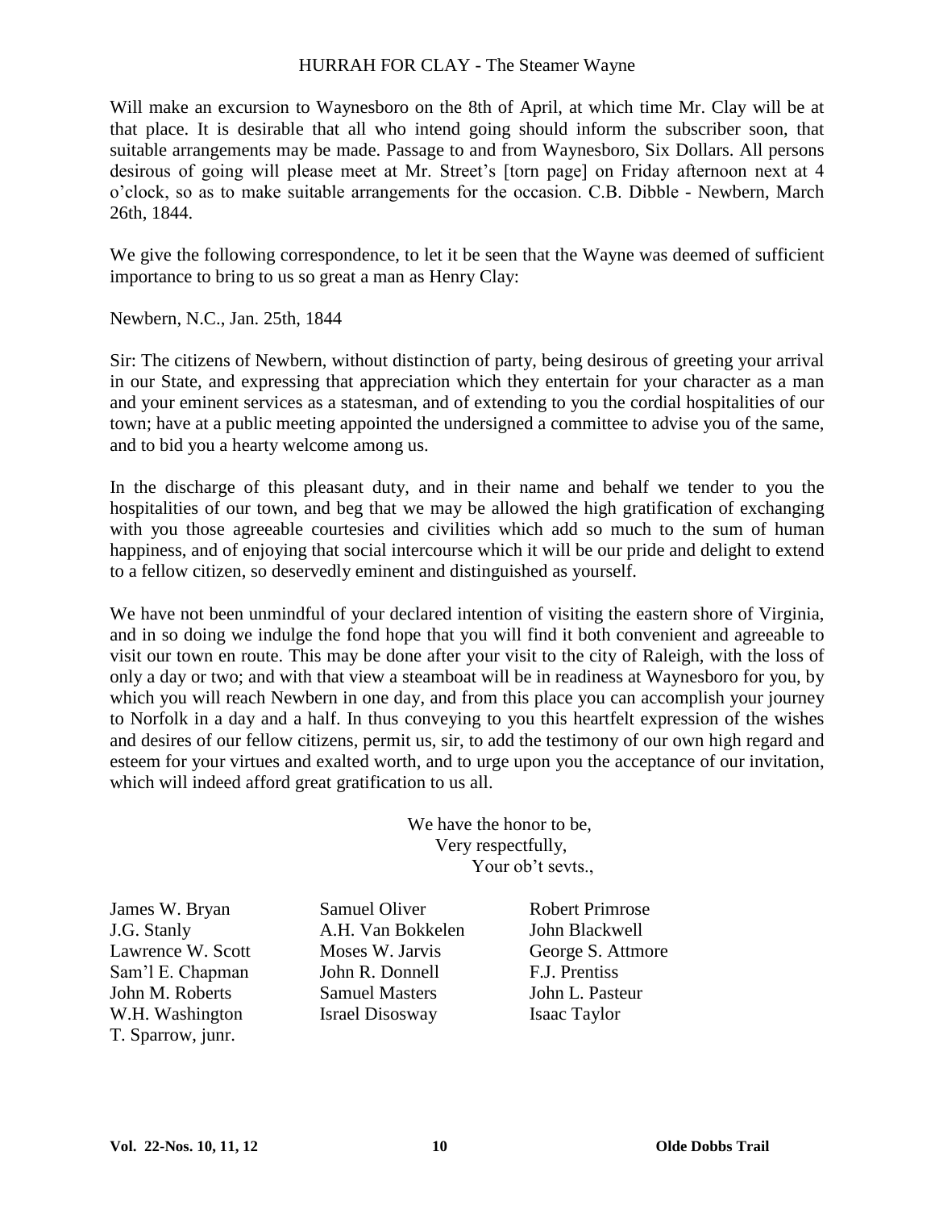## HURRAH FOR CLAY - The Steamer Wayne

Will make an excursion to Waynesboro on the 8th of April, at which time Mr. Clay will be at that place. It is desirable that all who intend going should inform the subscriber soon, that suitable arrangements may be made. Passage to and from Waynesboro, Six Dollars. All persons desirous of going will please meet at Mr. Street's [torn page] on Friday afternoon next at 4 o'clock, so as to make suitable arrangements for the occasion. C.B. Dibble - Newbern, March 26th, 1844.

We give the following correspondence, to let it be seen that the Wayne was deemed of sufficient importance to bring to us so great a man as Henry Clay:

Newbern, N.C., Jan. 25th, 1844

Sir: The citizens of Newbern, without distinction of party, being desirous of greeting your arrival in our State, and expressing that appreciation which they entertain for your character as a man and your eminent services as a statesman, and of extending to you the cordial hospitalities of our town; have at a public meeting appointed the undersigned a committee to advise you of the same, and to bid you a hearty welcome among us.

In the discharge of this pleasant duty, and in their name and behalf we tender to you the hospitalities of our town, and beg that we may be allowed the high gratification of exchanging with you those agreeable courtesies and civilities which add so much to the sum of human happiness, and of enjoying that social intercourse which it will be our pride and delight to extend to a fellow citizen, so deservedly eminent and distinguished as yourself.

We have not been unmindful of your declared intention of visiting the eastern shore of Virginia, and in so doing we indulge the fond hope that you will find it both convenient and agreeable to visit our town en route. This may be done after your visit to the city of Raleigh, with the loss of only a day or two; and with that view a steamboat will be in readiness at Waynesboro for you, by which you will reach Newbern in one day, and from this place you can accomplish your journey to Norfolk in a day and a half. In thus conveying to you this heartfelt expression of the wishes and desires of our fellow citizens, permit us, sir, to add the testimony of our own high regard and esteem for your virtues and exalted worth, and to urge upon you the acceptance of our invitation, which will indeed afford great gratification to us all.

We have the honor to be,
Very respectfully,
Your ob't sevts.,

James W. Bryan
J.G. Stanly
Lawrence W. Scott
Sam'l E. Chapman
John M. Roberts
W.H. Washington
T. Sparrow, junr.
Samuel Oliver
A.H. Van Bokkelen
Moses W. Jarvis
John R. Donnell
Samuel Masters
Israel Disosway
Robert Primrose
John Blackwell
George S. Attmore
F.J. Prentiss
John L. Pasteur
Isaac Taylor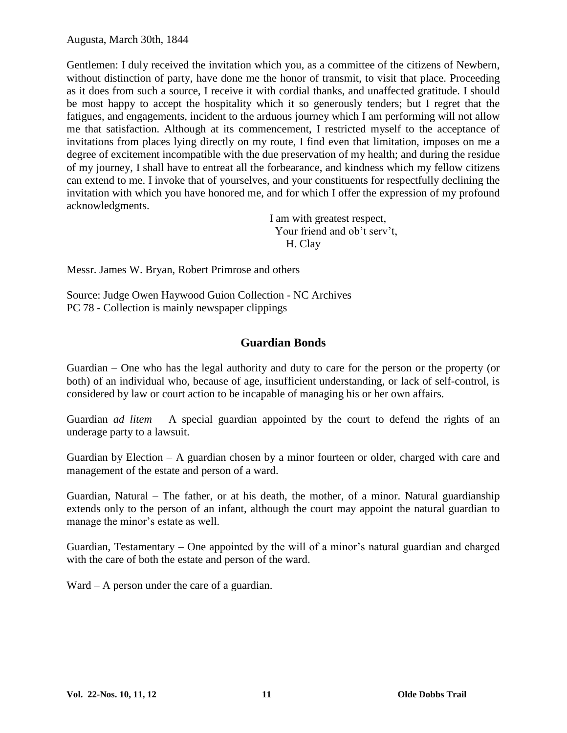Augusta, March 30th, 1844

Gentlemen: I duly received the invitation which you, as a committee of the citizens of Newbern, without distinction of party, have done me the honor of transmit, to visit that place. Proceeding as it does from such a source, I receive it with cordial thanks, and unaffected gratitude. I should be most happy to accept the hospitality which it so generously tenders; but I regret that the fatigues, and engagements, incident to the arduous journey which I am performing will not allow me that satisfaction. Although at its commencement, I restricted myself to the acceptance of invitations from places lying directly on my route, I find even that limitation, imposes on me a degree of excitement incompatible with the due preservation of my health; and during the residue of my journey, I shall have to entreat all the forbearance, and kindness which my fellow citizens can extend to me. I invoke that of yourselves, and your constituents for respectfully declining the invitation with which you have honored me, and for which I offer the expression of my profound acknowledgments.

I am with greatest respect,
Your friend and ob't serv't,
H. Clay

Messr. James W. Bryan, Robert Primrose and others

Source: Judge Owen Haywood Guion Collection - NC Archives
PC 78 - Collection is mainly newspaper clippings

## Guardian Bonds

Guardian – One who has the legal authority and duty to care for the person or the property (or both) of an individual who, because of age, insufficient understanding, or lack of self-control, is considered by law or court action to be incapable of managing his or her own affairs.

Guardian *ad litem* – A special guardian appointed by the court to defend the rights of an underage party to a lawsuit.

Guardian by Election – A guardian chosen by a minor fourteen or older, charged with care and management of the estate and person of a ward.

Guardian, Natural – The father, or at his death, the mother, of a minor. Natural guardianship extends only to the person of an infant, although the court may appoint the natural guardian to manage the minor's estate as well.

Guardian, Testamentary – One appointed by the will of a minor's natural guardian and charged with the care of both the estate and person of the ward.

Ward – A person under the care of a guardian.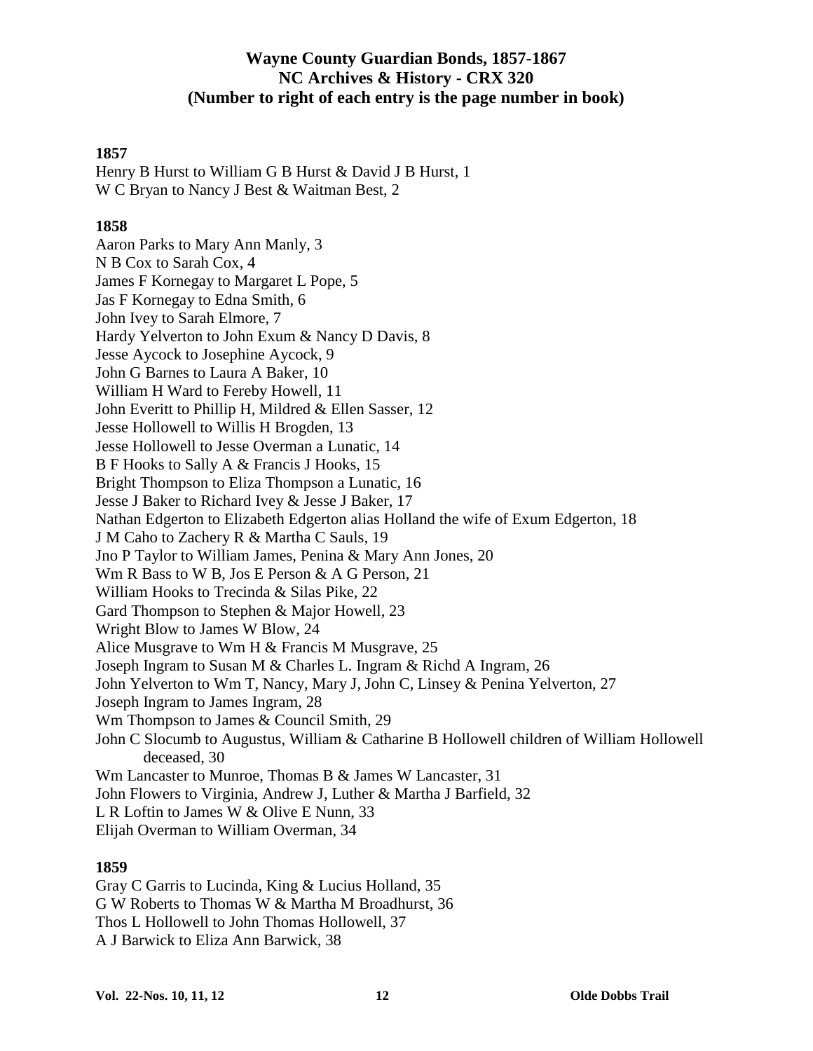# Wayne County Guardian Bonds, 1857-1867
## NC Archives & History - CRX 320
### (Number to right of each entry is the page number in book)

**1857**

Henry B Hurst to William G B Hurst & David J B Hurst, 1
W C Bryan to Nancy J Best & Waitman Best, 2

**1858**

Aaron Parks to Mary Ann Manly, 3
N B Cox to Sarah Cox, 4
James F Kornegay to Margaret L Pope, 5
Jas F Kornegay to Edna Smith, 6
John Ivey to Sarah Elmore, 7
Hardy Yelverton to John Exum & Nancy D Davis, 8
Jesse Aycock to Josephine Aycock, 9
John G Barnes to Laura A Baker, 10
William H Ward to Fereby Howell, 11
John Everitt to Phillip H, Mildred & Ellen Sasser, 12
Jesse Hollowell to Willis H Brogden, 13
Jesse Hollowell to Jesse Overman a Lunatic, 14
B F Hooks to Sally A & Francis J Hooks, 15
Bright Thompson to Eliza Thompson a Lunatic, 16
Jesse J Baker to Richard Ivey & Jesse J Baker, 17
Nathan Edgerton to Elizabeth Edgerton alias Holland the wife of Exum Edgerton, 18
J M Caho to Zachery R & Martha C Sauls, 19
Jno P Taylor to William James, Penina & Mary Ann Jones, 20
Wm R Bass to W B, Jos E Person & A G Person, 21
William Hooks to Trecinda & Silas Pike, 22
Gard Thompson to Stephen & Major Howell, 23
Wright Blow to James W Blow, 24
Alice Musgrave to Wm H & Francis M Musgrave, 25
Joseph Ingram to Susan M & Charles L. Ingram & Richd A Ingram, 26
John Yelverton to Wm T, Nancy, Mary J, John C, Linsey & Penina Yelverton, 27
Joseph Ingram to James Ingram, 28
Wm Thompson to James & Council Smith, 29
John C Slocumb to Augustus, William & Catharine B Hollowell children of William Hollowell deceased, 30
Wm Lancaster to Munroe, Thomas B & James W Lancaster, 31
John Flowers to Virginia, Andrew J, Luther & Martha J Barfield, 32
L R Loftin to James W & Olive E Nunn, 33
Elijah Overman to William Overman, 34

**1859**

Gray C Garris to Lucinda, King & Lucius Holland, 35
G W Roberts to Thomas W & Martha M Broadhurst, 36
Thos L Hollowell to John Thomas Hollowell, 37
A J Barwick to Eliza Ann Barwick, 38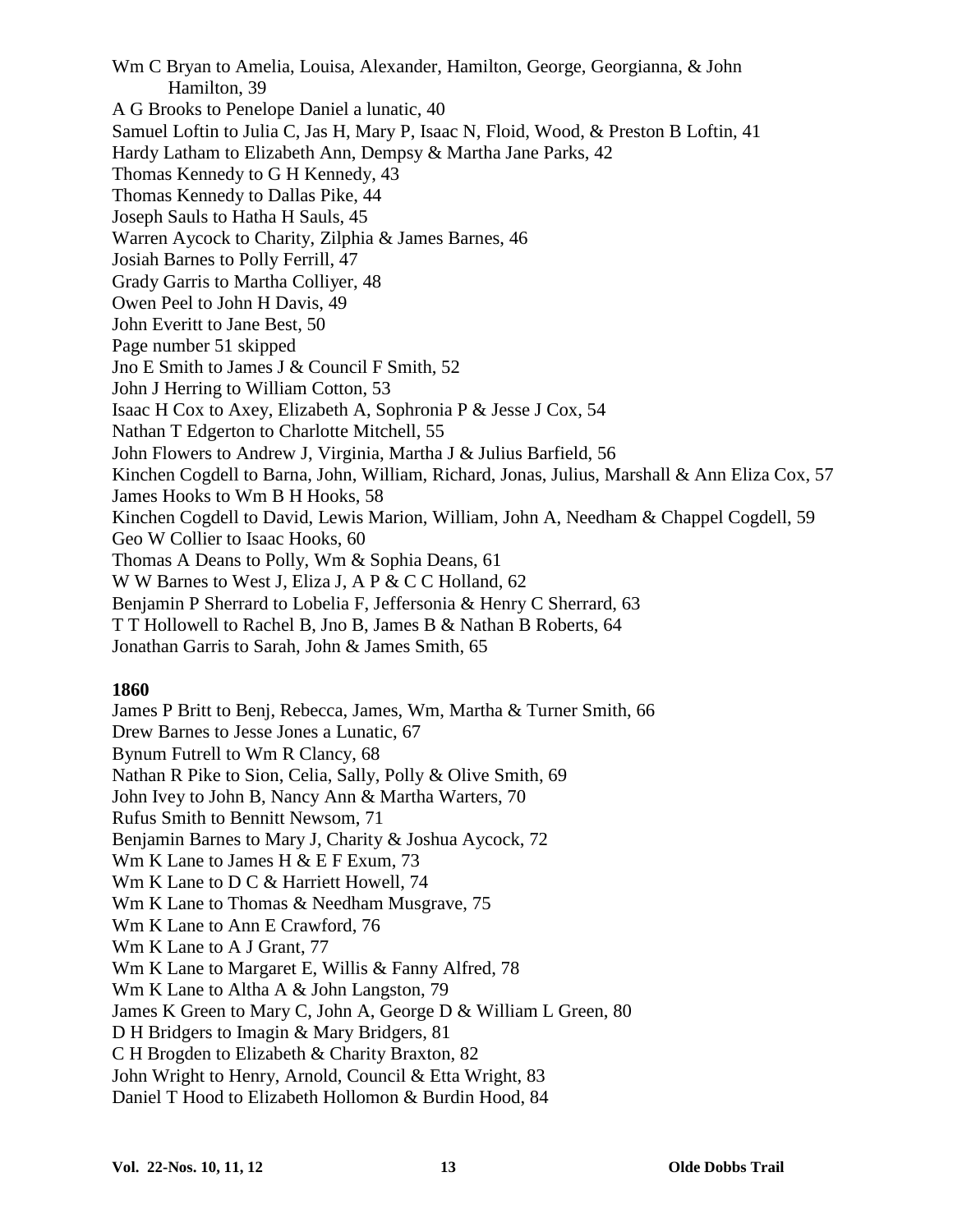Wm C Bryan to Amelia, Louisa, Alexander, Hamilton, George, Georgianna, & John Hamilton, 39
A G Brooks to Penelope Daniel a lunatic, 40
Samuel Loftin to Julia C, Jas H, Mary P, Isaac N, Floid, Wood, & Preston B Loftin, 41
Hardy Latham to Elizabeth Ann, Dempsy & Martha Jane Parks, 42
Thomas Kennedy to G H Kennedy, 43
Thomas Kennedy to Dallas Pike, 44
Joseph Sauls to Hatha H Sauls, 45
Warren Aycock to Charity, Zilphia & James Barnes, 46
Josiah Barnes to Polly Ferrill, 47
Grady Garris to Martha Colliyer, 48
Owen Peel to John H Davis, 49
John Everitt to Jane Best, 50
Page number 51 skipped
Jno E Smith to James J & Council F Smith, 52
John J Herring to William Cotton, 53
Isaac H Cox to Axey, Elizabeth A, Sophronia P & Jesse J Cox, 54
Nathan T Edgerton to Charlotte Mitchell, 55
John Flowers to Andrew J, Virginia, Martha J & Julius Barfield, 56
Kinchen Cogdell to Barna, John, William, Richard, Jonas, Julius, Marshall & Ann Eliza Cox, 57
James Hooks to Wm B H Hooks, 58
Kinchen Cogdell to David, Lewis Marion, William, John A, Needham & Chappel Cogdell, 59
Geo W Collier to Isaac Hooks, 60
Thomas A Deans to Polly, Wm & Sophia Deans, 61
W W Barnes to West J, Eliza J, A P & C C Holland, 62
Benjamin P Sherrard to Lobelia F, Jeffersonia & Henry C Sherrard, 63
T T Hollowell to Rachel B, Jno B, James B & Nathan B Roberts, 64
Jonathan Garris to Sarah, John & James Smith, 65

**1860**

James P Britt to Benj, Rebecca, James, Wm, Martha & Turner Smith, 66
Drew Barnes to Jesse Jones a Lunatic, 67
Bynum Futrell to Wm R Clancy, 68
Nathan R Pike to Sion, Celia, Sally, Polly & Olive Smith, 69
John Ivey to John B, Nancy Ann & Martha Warters, 70
Rufus Smith to Bennitt Newsom, 71
Benjamin Barnes to Mary J, Charity & Joshua Aycock, 72
Wm K Lane to James H & E F Exum, 73
Wm K Lane to D C & Harriett Howell, 74
Wm K Lane to Thomas & Needham Musgrave, 75
Wm K Lane to Ann E Crawford, 76
Wm K Lane to A J Grant, 77
Wm K Lane to Margaret E, Willis & Fanny Alfred, 78
Wm K Lane to Altha A & John Langston, 79
James K Green to Mary C, John A, George D & William L Green, 80
D H Bridgers to Imagin & Mary Bridgers, 81
C H Brogden to Elizabeth & Charity Braxton, 82
John Wright to Henry, Arnold, Council & Etta Wright, 83
Daniel T Hood to Elizabeth Hollomon & Burdin Hood, 84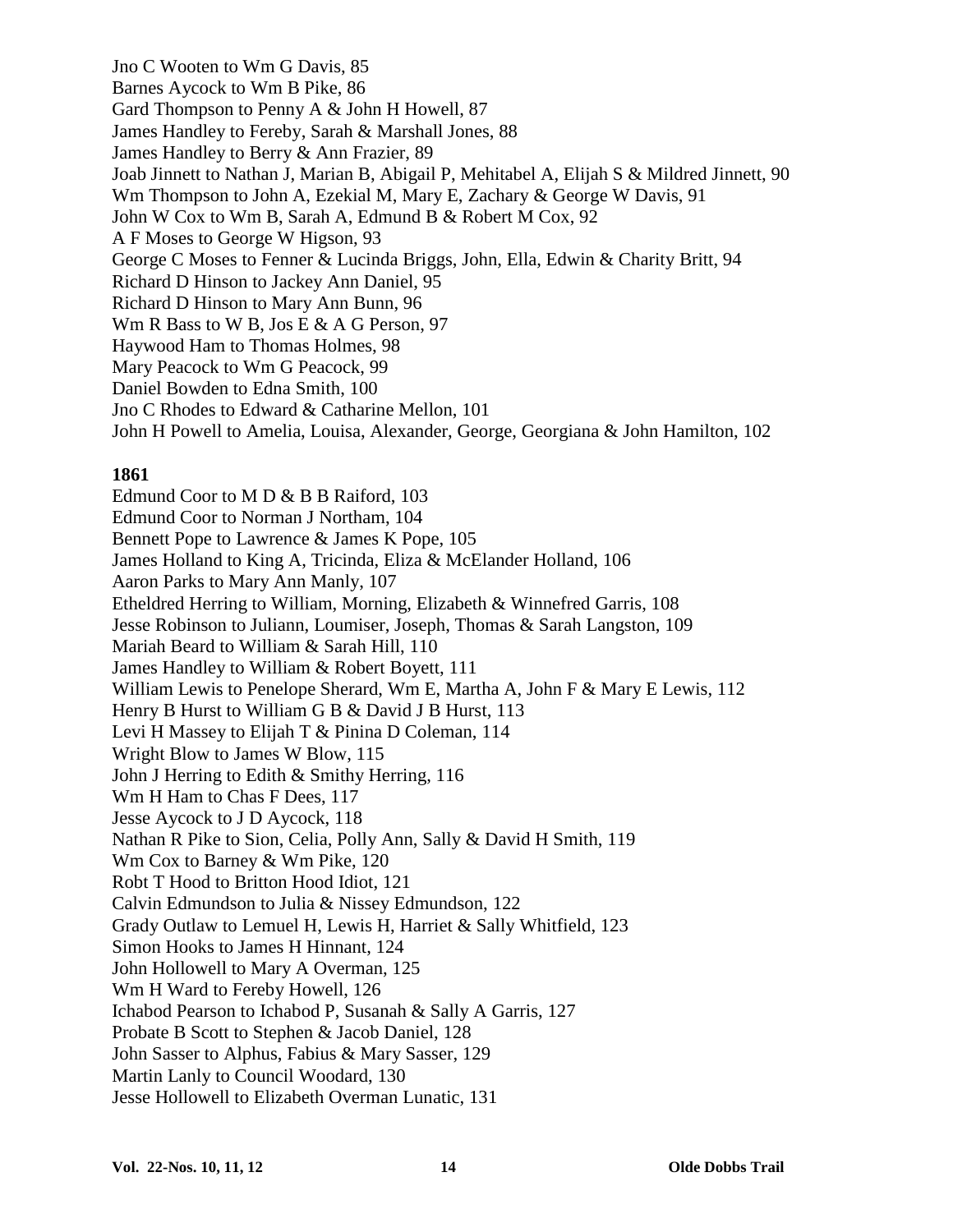Jno C Wooten to Wm G Davis, 85
Barnes Aycock to Wm B Pike, 86
Gard Thompson to Penny A & John H Howell, 87
James Handley to Fereby, Sarah & Marshall Jones, 88
James Handley to Berry & Ann Frazier, 89
Joab Jinnett to Nathan J, Marian B, Abigail P, Mehitabel A, Elijah S & Mildred Jinnett, 90
Wm Thompson to John A, Ezekial M, Mary E, Zachary & George W Davis, 91
John W Cox to Wm B, Sarah A, Edmund B & Robert M Cox, 92
A F Moses to George W Higson, 93
George C Moses to Fenner & Lucinda Briggs, John, Ella, Edwin & Charity Britt, 94
Richard D Hinson to Jackey Ann Daniel, 95
Richard D Hinson to Mary Ann Bunn, 96
Wm R Bass to W B, Jos E & A G Person, 97
Haywood Ham to Thomas Holmes, 98
Mary Peacock to Wm G Peacock, 99
Daniel Bowden to Edna Smith, 100
Jno C Rhodes to Edward & Catharine Mellon, 101
John H Powell to Amelia, Louisa, Alexander, George, Georgiana & John Hamilton, 102

**1861**

Edmund Coor to M D & B B Raiford, 103
Edmund Coor to Norman J Northam, 104
Bennett Pope to Lawrence & James K Pope, 105
James Holland to King A, Tricinda, Eliza & McElander Holland, 106
Aaron Parks to Mary Ann Manly, 107
Etheldred Herring to William, Morning, Elizabeth & Winnefred Garris, 108
Jesse Robinson to Juliann, Loumiser, Joseph, Thomas & Sarah Langston, 109
Mariah Beard to William & Sarah Hill, 110
James Handley to William & Robert Boyett, 111
William Lewis to Penelope Sherard, Wm E, Martha A, John F & Mary E Lewis, 112
Henry B Hurst to William G B & David J B Hurst, 113
Levi H Massey to Elijah T & Pinina D Coleman, 114
Wright Blow to James W Blow, 115
John J Herring to Edith & Smithy Herring, 116
Wm H Ham to Chas F Dees, 117
Jesse Aycock to J D Aycock, 118
Nathan R Pike to Sion, Celia, Polly Ann, Sally & David H Smith, 119
Wm Cox to Barney & Wm Pike, 120
Robt T Hood to Britton Hood Idiot, 121
Calvin Edmundson to Julia & Nissey Edmundson, 122
Grady Outlaw to Lemuel H, Lewis H, Harriet & Sally Whitfield, 123
Simon Hooks to James H Hinnant, 124
John Hollowell to Mary A Overman, 125
Wm H Ward to Fereby Howell, 126
Ichabod Pearson to Ichabod P, Susanah & Sally A Garris, 127
Probate B Scott to Stephen & Jacob Daniel, 128
John Sasser to Alphus, Fabius & Mary Sasser, 129
Martin Lanly to Council Woodard, 130
Jesse Hollowell to Elizabeth Overman Lunatic, 131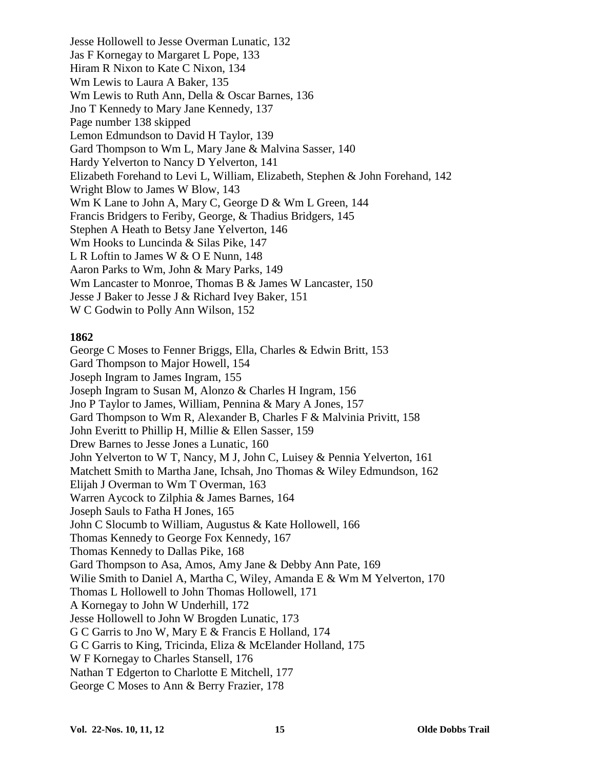Jesse Hollowell to Jesse Overman Lunatic, 132
Jas F Kornegay to Margaret L Pope, 133
Hiram R Nixon to Kate C Nixon, 134
Wm Lewis to Laura A Baker, 135
Wm Lewis to Ruth Ann, Della & Oscar Barnes, 136
Jno T Kennedy to Mary Jane Kennedy, 137
Page number 138 skipped
Lemon Edmundson to David H Taylor, 139
Gard Thompson to Wm L, Mary Jane & Malvina Sasser, 140
Hardy Yelverton to Nancy D Yelverton, 141
Elizabeth Forehand to Levi L, William, Elizabeth, Stephen & John Forehand, 142
Wright Blow to James W Blow, 143
Wm K Lane to John A, Mary C, George D & Wm L Green, 144
Francis Bridgers to Feriby, George, & Thadius Bridgers, 145
Stephen A Heath to Betsy Jane Yelverton, 146
Wm Hooks to Luncinda & Silas Pike, 147
L R Loftin to James W & O E Nunn, 148
Aaron Parks to Wm, John & Mary Parks, 149
Wm Lancaster to Monroe, Thomas B & James W Lancaster, 150
Jesse J Baker to Jesse J & Richard Ivey Baker, 151
W C Godwin to Polly Ann Wilson, 152

**1862**

George C Moses to Fenner Briggs, Ella, Charles & Edwin Britt, 153
Gard Thompson to Major Howell, 154
Joseph Ingram to James Ingram, 155
Joseph Ingram to Susan M, Alonzo & Charles H Ingram, 156
Jno P Taylor to James, William, Pennina & Mary A Jones, 157
Gard Thompson to Wm R, Alexander B, Charles F & Malvinia Privitt, 158
John Everitt to Phillip H, Millie & Ellen Sasser, 159
Drew Barnes to Jesse Jones a Lunatic, 160
John Yelverton to W T, Nancy, M J, John C, Luisey & Pennia Yelverton, 161
Matchett Smith to Martha Jane, Ichsah, Jno Thomas & Wiley Edmundson, 162
Elijah J Overman to Wm T Overman, 163
Warren Aycock to Zilphia & James Barnes, 164
Joseph Sauls to Fatha H Jones, 165
John C Slocumb to William, Augustus & Kate Hollowell, 166
Thomas Kennedy to George Fox Kennedy, 167
Thomas Kennedy to Dallas Pike, 168
Gard Thompson to Asa, Amos, Amy Jane & Debby Ann Pate, 169
Wilie Smith to Daniel A, Martha C, Wiley, Amanda E & Wm M Yelverton, 170
Thomas L Hollowell to John Thomas Hollowell, 171
A Kornegay to John W Underhill, 172
Jesse Hollowell to John W Brogden Lunatic, 173
G C Garris to Jno W, Mary E & Francis E Holland, 174
G C Garris to King, Tricinda, Eliza & McElander Holland, 175
W F Kornegay to Charles Stansell, 176
Nathan T Edgerton to Charlotte E Mitchell, 177
George C Moses to Ann & Berry Frazier, 178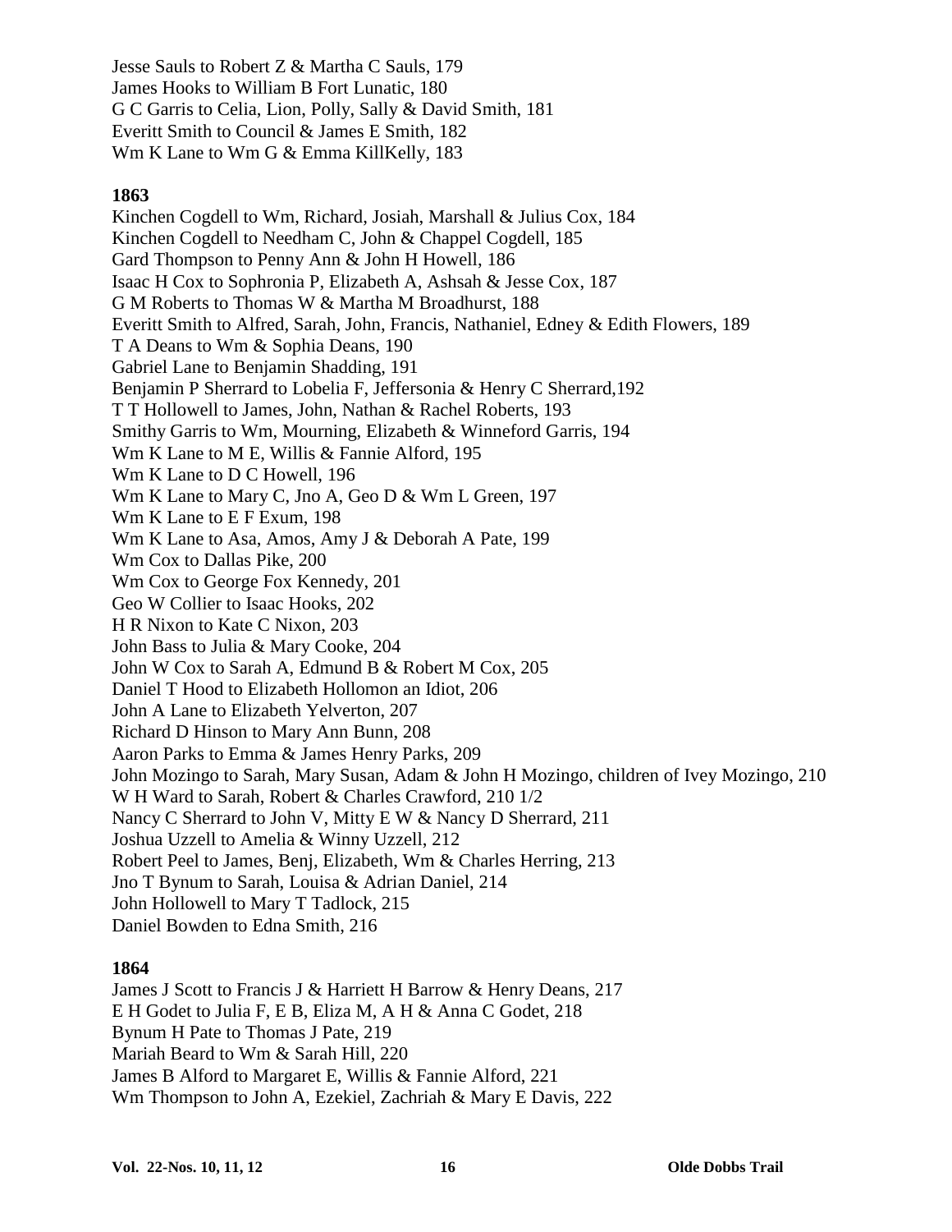Jesse Sauls to Robert Z & Martha C Sauls, 179
James Hooks to William B Fort Lunatic, 180
G C Garris to Celia, Lion, Polly, Sally & David Smith, 181
Everitt Smith to Council & James E Smith, 182
Wm K Lane to Wm G & Emma KillKelly, 183

**1863**

Kinchen Cogdell to Wm, Richard, Josiah, Marshall & Julius Cox, 184
Kinchen Cogdell to Needham C, John & Chappel Cogdell, 185
Gard Thompson to Penny Ann & John H Howell, 186
Isaac H Cox to Sophronia P, Elizabeth A, Ashsah & Jesse Cox, 187
G M Roberts to Thomas W & Martha M Broadhurst, 188
Everitt Smith to Alfred, Sarah, John, Francis, Nathaniel, Edney & Edith Flowers, 189
T A Deans to Wm & Sophia Deans, 190
Gabriel Lane to Benjamin Shadding, 191
Benjamin P Sherrard to Lobelia F, Jeffersonia & Henry C Sherrard,192
T T Hollowell to James, John, Nathan & Rachel Roberts, 193
Smithy Garris to Wm, Mourning, Elizabeth & Winneford Garris, 194
Wm K Lane to M E, Willis & Fannie Alford, 195
Wm K Lane to D C Howell, 196
Wm K Lane to Mary C, Jno A, Geo D & Wm L Green, 197
Wm K Lane to E F Exum, 198
Wm K Lane to Asa, Amos, Amy J & Deborah A Pate, 199
Wm Cox to Dallas Pike, 200
Wm Cox to George Fox Kennedy, 201
Geo W Collier to Isaac Hooks, 202
H R Nixon to Kate C Nixon, 203
John Bass to Julia & Mary Cooke, 204
John W Cox to Sarah A, Edmund B & Robert M Cox, 205
Daniel T Hood to Elizabeth Hollomon an Idiot, 206
John A Lane to Elizabeth Yelverton, 207
Richard D Hinson to Mary Ann Bunn, 208
Aaron Parks to Emma & James Henry Parks, 209
John Mozingo to Sarah, Mary Susan, Adam & John H Mozingo, children of Ivey Mozingo, 210
W H Ward to Sarah, Robert & Charles Crawford, 210 1/2
Nancy C Sherrard to John V, Mitty E W & Nancy D Sherrard, 211
Joshua Uzzell to Amelia & Winny Uzzell, 212
Robert Peel to James, Benj, Elizabeth, Wm & Charles Herring, 213
Jno T Bynum to Sarah, Louisa & Adrian Daniel, 214
John Hollowell to Mary T Tadlock, 215
Daniel Bowden to Edna Smith, 216

**1864**

James J Scott to Francis J & Harriett H Barrow & Henry Deans, 217
E H Godet to Julia F, E B, Eliza M, A H & Anna C Godet, 218
Bynum H Pate to Thomas J Pate, 219
Mariah Beard to Wm & Sarah Hill, 220
James B Alford to Margaret E, Willis & Fannie Alford, 221
Wm Thompson to John A, Ezekiel, Zachriah & Mary E Davis, 222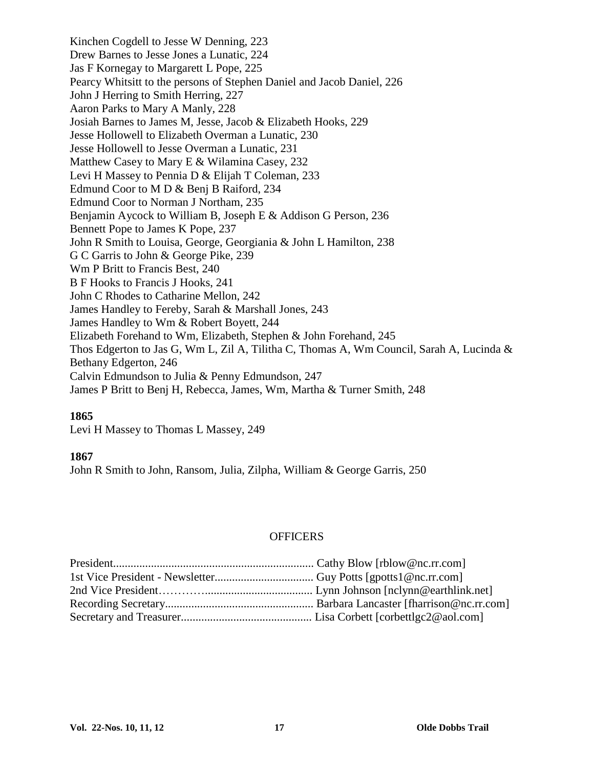Kinchen Cogdell to Jesse W Denning, 223
Drew Barnes to Jesse Jones a Lunatic, 224
Jas F Kornegay to Margarett L Pope, 225
Pearcy Whitsitt to the persons of Stephen Daniel and Jacob Daniel, 226
John J Herring to Smith Herring, 227
Aaron Parks to Mary A Manly, 228
Josiah Barnes to James M, Jesse, Jacob & Elizabeth Hooks, 229
Jesse Hollowell to Elizabeth Overman a Lunatic, 230
Jesse Hollowell to Jesse Overman a Lunatic, 231
Matthew Casey to Mary E & Wilamina Casey, 232
Levi H Massey to Pennia D & Elijah T Coleman, 233
Edmund Coor to M D & Benj B Raiford, 234
Edmund Coor to Norman J Northam, 235
Benjamin Aycock to William B, Joseph E & Addison G Person, 236
Bennett Pope to James K Pope, 237
John R Smith to Louisa, George, Georgiania & John L Hamilton, 238
G C Garris to John & George Pike, 239
Wm P Britt to Francis Best, 240
B F Hooks to Francis J Hooks, 241
John C Rhodes to Catharine Mellon, 242
James Handley to Fereby, Sarah & Marshall Jones, 243
James Handley to Wm & Robert Boyett, 244
Elizabeth Forehand to Wm, Elizabeth, Stephen & John Forehand, 245
Thos Edgerton to Jas G, Wm L, Zil A, Tilitha C, Thomas A, Wm Council, Sarah A, Lucinda & Bethany Edgerton, 246
Calvin Edmundson to Julia & Penny Edmundson, 247
James P Britt to Benj H, Rebecca, James, Wm, Martha & Turner Smith, 248

**1865**

Levi H Massey to Thomas L Massey, 249

**1867**

John R Smith to John, Ransom, Julia, Zilpha, William & George Garris, 250

OFFICERS

President...................................................................... Cathy Blow [rblow@nc.rr.com]
1st Vice President - Newsletter.................................. Guy Potts [gpotts1@nc.rr.com]
2nd Vice President…………...................................... Lynn Johnson [nclynn@earthlink.net]
Recording Secretary.................................................. Barbara Lancaster [fharrison@nc.rr.com]
Secretary and Treasurer............................................ Lisa Corbett [corbettlgc2@aol.com]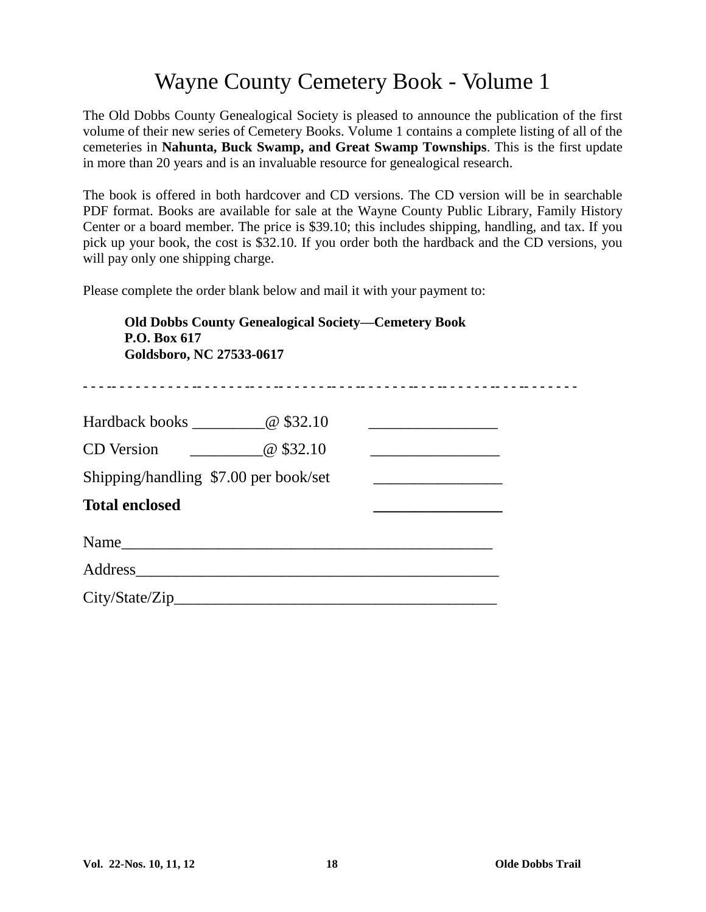# Wayne County Cemetery Book - Volume 1

The Old Dobbs County Genealogical Society is pleased to announce the publication of the first volume of their new series of Cemetery Books. Volume 1 contains a complete listing of all of the cemeteries in **Nahunta, Buck Swamp, and Great Swamp Townships**. This is the first update in more than 20 years and is an invaluable resource for genealogical research.

The book is offered in both hardcover and CD versions. The CD version will be in searchable PDF format. Books are available for sale at the Wayne County Public Library, Family History Center or a board member. The price is $39.10; this includes shipping, handling, and tax. If you pick up your book, the cost is $32.10. If you order both the hardback and the CD versions, you will pay only one shipping charge.

Please complete the order blank below and mail it with your payment to:

> **Old Dobbs County Genealogical Society—Cemetery Book**
> **P.O. Box 617**
> **Goldsboro, NC 27533-0617**

- - - - - - - - - - - - - - - - - - - - - - - - - - - - - - - - - - - - - - - - - - - - - - - - - - - - - - - - - - - -

Hardback books _________@ $32.10 ________________

CD Version _________@ $32.10 ________________

Shipping/handling $7.00 per book/set ________________

**Total enclosed** ________________

Name_______________________________________________

Address_____________________________________________

City/State/Zip________________________________________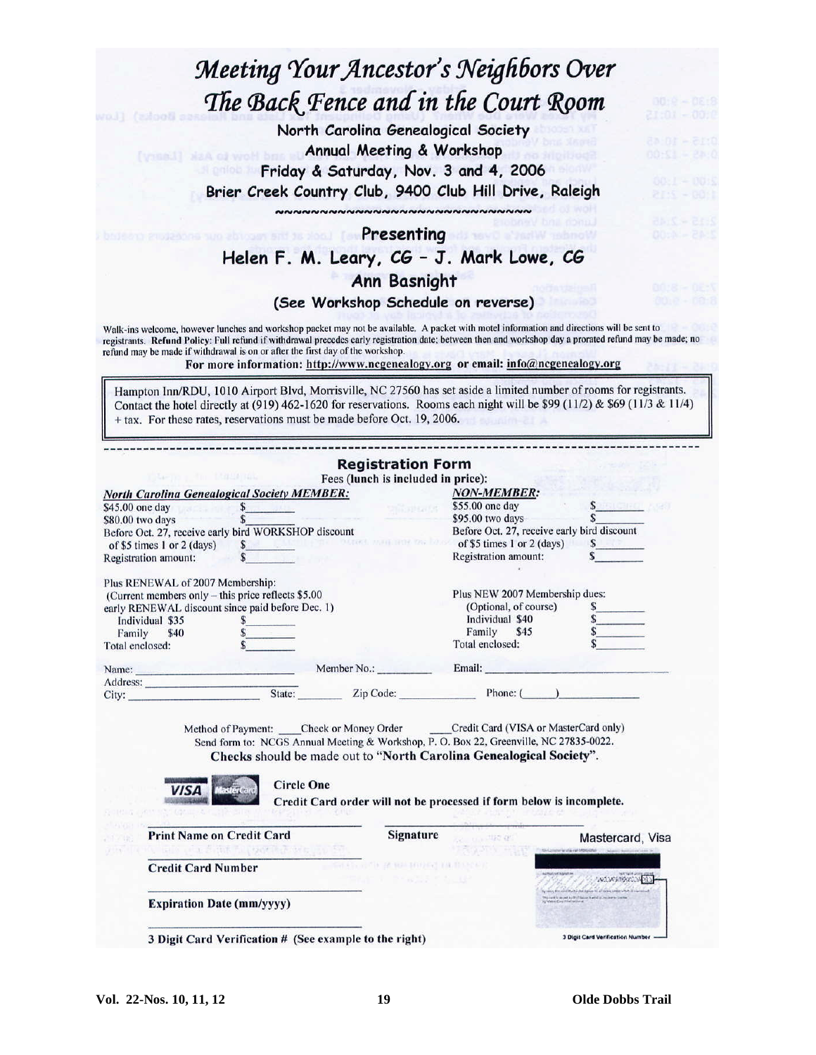# Meeting Your Ancestor's Neighbors Over The Back Fence and in the Court Room

**North Carolina Genealogical Society**
**Annual Meeting & Workshop**
**Friday & Saturday, Nov. 3 and 4, 2006**
**Brier Creek Country Club, 9400 Club Hill Drive, Raleigh**

~~~~~~~~~~~~~~~~~~~~~~~~~~~~~~~~

## Presenting

**Helen F. M. Leary, CG – J. Mark Lowe, CG**
**Ann Basnight**

**(See Workshop Schedule on reverse)**

Walk-ins welcome, however lunches and workshop packet may not be available. A packet with motel information and directions will be sent to registrants. **Refund Policy**: Full refund if withdrawal precedes early registration date; between then and workshop day a prorated refund may be made; no refund may be made if withdrawal is on or after the first day of the workshop.

**For more information: http://www.ncgenealogy.org or email: info@ncgenealogy.org**

> Hampton Inn/RDU, 1010 Airport Blvd, Morrisville, NC 27560 has set aside a limited number of rooms for registrants. Contact the hotel directly at (919) 462-1620 for reservations. Rooms each night will be $99 (11/2) & $69 (11/3 & 11/4) + tax. For these rates, reservations must be made before Oct. 19, 2006.

---

## Registration Form

Fees (**lunch is included in price**):

| ***North Carolina Genealogical Society MEMBER:*** | | ***NON-MEMBER:*** | |
|---|---|---|---|
| $45.00 one day | $______ | $55.00 one day | $______ |
| $80.00 two days | $______ | $95.00 two days | $______ |
| Before Oct. 27, receive early bird WORKSHOP discount of $5 times 1 or 2 (days) | $______ | Before Oct. 27, receive early bird discount of $5 times 1 or 2 (days) | $______ |
| Registration amount: | $______ | Registration amount: | $______ |
| Plus RENEWAL of 2007 Membership: (Current members only – this price reflects $5.00 early RENEWAL discount since paid before Dec. 1) | | Plus NEW 2007 Membership dues: (Optional, of course) | $______ |
| Individual $35 | $______ | Individual $40 | $______ |
| Family $40 | $______ | Family $45 | $______ |
| Total enclosed: | $______ | Total enclosed: | $______ |

Name: ____________________ Member No.: __________ Email: ____________________
Address: ____________________
City: ____________________ State: ________ Zip Code: ____________ Phone: (____) ____________

Method of Payment: ____Check or Money Order ____Credit Card (VISA or MasterCard only)

Send form to: NCGS Annual Meeting & Workshop, P. O. Box 22, Greenville, NC 27835-0022.

**Checks** should be made out to "**North Carolina Genealogical Society**".

VISA MasterCard **Circle One**

**Credit Card order will not be processed if form below is incomplete.**

______________________________ ______________________________
**Print Name on Credit Card** **Signature**

______________________________
**Credit Card Number**

______________________________
**Expiration Date (mm/yyyy)**

______________________________
**3 Digit Card Verification # (See example to the right)**

Mastercard, Visa

3 Digit Card Verification Number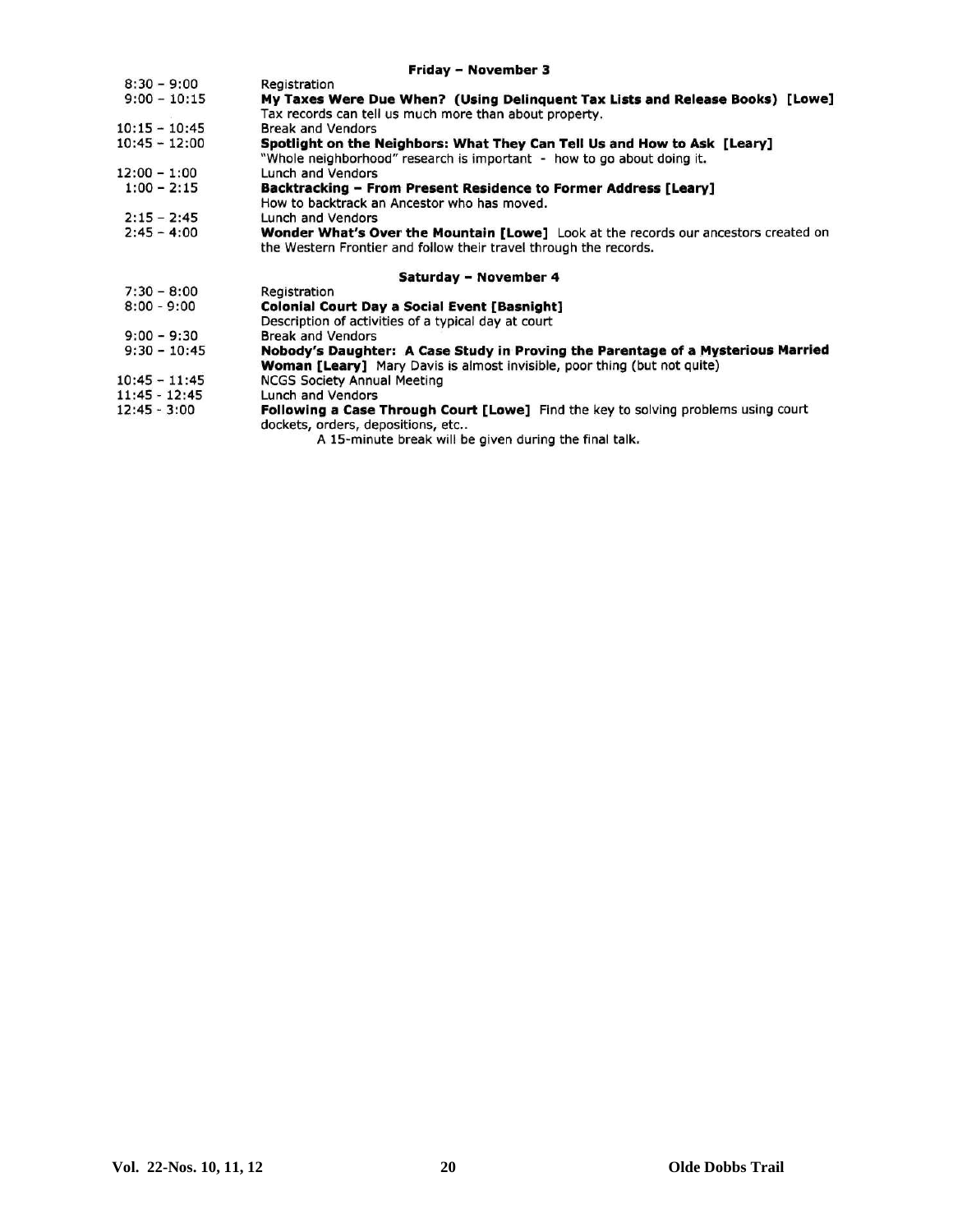**Friday – November 3**

| | |
|---|---|
| 8:30 – 9:00 | Registration |
| 9:00 – 10:15 | **My Taxes Were Due When? (Using Delinquent Tax Lists and Release Books) [Lowe]** Tax records can tell us much more than about property. |
| 10:15 – 10:45 | Break and Vendors |
| 10:45 – 12:00 | **Spotlight on the Neighbors: What They Can Tell Us and How to Ask [Leary]** "Whole neighborhood" research is important - how to go about doing it. |
| 12:00 – 1:00 | Lunch and Vendors |
| 1:00 – 2:15 | **Backtracking – From Present Residence to Former Address [Leary]** How to backtrack an Ancestor who has moved. |
| 2:15 – 2:45 | Lunch and Vendors |
| 2:45 – 4:00 | **Wonder What's Over the Mountain [Lowe]** Look at the records our ancestors created on the Western Frontier and follow their travel through the records. |

**Saturday – November 4**

| | |
|---|---|
| 7:30 – 8:00 | Registration |
| 8:00 - 9:00 | **Colonial Court Day a Social Event [Basnight]** Description of activities of a typical day at court |
| 9:00 – 9:30 | Break and Vendors |
| 9:30 – 10:45 | **Nobody's Daughter: A Case Study in Proving the Parentage of a Mysterious Married Woman [Leary]** Mary Davis is almost invisible, poor thing (but not quite) |
| 10:45 – 11:45 | NCGS Society Annual Meeting |
| 11:45 - 12:45 | Lunch and Vendors |
| 12:45 - 3:00 | **Following a Case Through Court [Lowe]** Find the key to solving problems using court dockets, orders, depositions, etc.. A 15-minute break will be given during the final talk. |